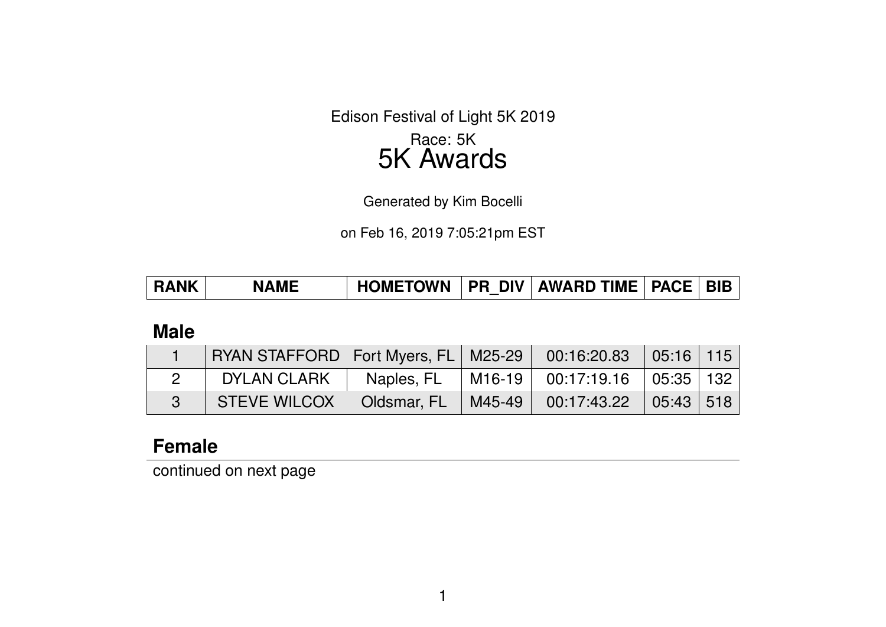Edison Festival of Light 5K 2019

Race: 5K

# 5K Awards

Generated by Kim Bocelli

on Feb 16, 2019 7:05:21pm EST

| RANK | NAME | HOMETOWN | PR_DIV | AWARD TIME | PACE | BIB |
|---|---|---|---|---|---|---|

## Male

| RANK | NAME | HOMETOWN | PR_DIV | AWARD TIME | PACE | BIB |
|---|---|---|---|---|---|---|
| 1 | RYAN STAFFORD | Fort Myers, FL | M25-29 | 00:16:20.83 | 05:16 | 115 |
| 2 | DYLAN CLARK | Naples, FL | M16-19 | 00:17:19.16 | 05:35 | 132 |
| 3 | STEVE WILCOX | Oldsmar, FL | M45-49 | 00:17:43.22 | 05:43 | 518 |

## Female

continued on next page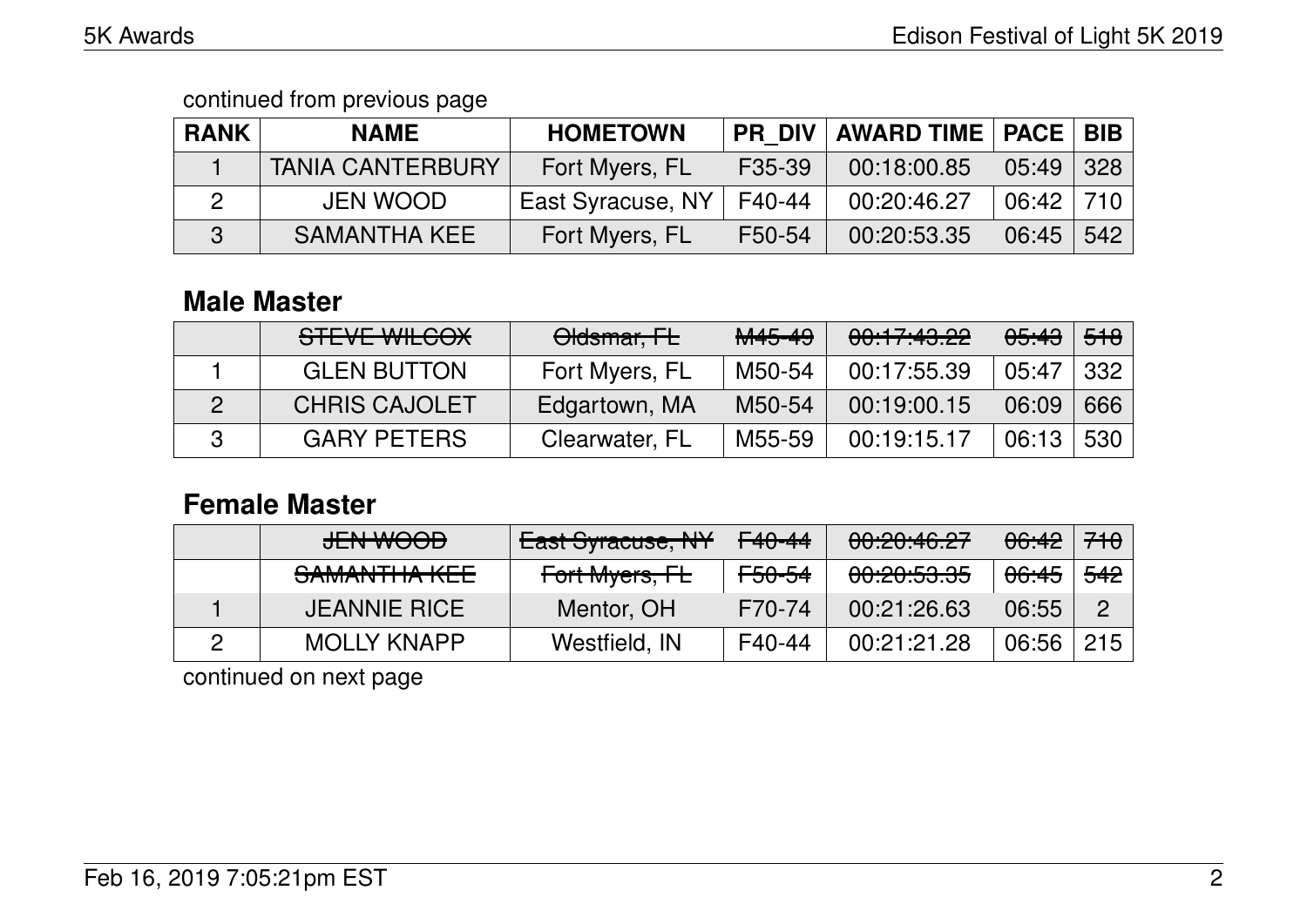continued from previous page

| RANK | NAME | HOMETOWN | PR_DIV | AWARD TIME | PACE | BIB |
|---|---|---|---|---|---|---|
| 1 | TANIA CANTERBURY | Fort Myers, FL | F35-39 | 00:18:00.85 | 05:49 | 328 |
| 2 | JEN WOOD | East Syracuse, NY | F40-44 | 00:20:46.27 | 06:42 | 710 |
| 3 | SAMANTHA KEE | Fort Myers, FL | F50-54 | 00:20:53.35 | 06:45 | 542 |

## Male Master

| RANK | NAME | HOMETOWN | PR_DIV | AWARD TIME | PACE | BIB |
|---|---|---|---|---|---|---|
| | ~~STEVE WILCOX~~ | ~~Oldsmar, FL~~ | ~~M45-49~~ | ~~00:17:43.22~~ | ~~05:43~~ | ~~518~~ |
| 1 | GLEN BUTTON | Fort Myers, FL | M50-54 | 00:17:55.39 | 05:47 | 332 |
| 2 | CHRIS CAJOLET | Edgartown, MA | M50-54 | 00:19:00.15 | 06:09 | 666 |
| 3 | GARY PETERS | Clearwater, FL | M55-59 | 00:19:15.17 | 06:13 | 530 |

## Female Master

| RANK | NAME | HOMETOWN | PR_DIV | AWARD TIME | PACE | BIB |
|---|---|---|---|---|---|---|
| | ~~JEN WOOD~~ | ~~East Syracuse, NY~~ | ~~F40-44~~ | ~~00:20:46.27~~ | ~~06:42~~ | ~~710~~ |
| | ~~SAMANTHA KEE~~ | ~~Fort Myers, FL~~ | ~~F50-54~~ | ~~00:20:53.35~~ | ~~06:45~~ | ~~542~~ |
| 1 | JEANNIE RICE | Mentor, OH | F70-74 | 00:21:26.63 | 06:55 | 2 |
| 2 | MOLLY KNAPP | Westfield, IN | F40-44 | 00:21:21.28 | 06:56 | 215 |

continued on next page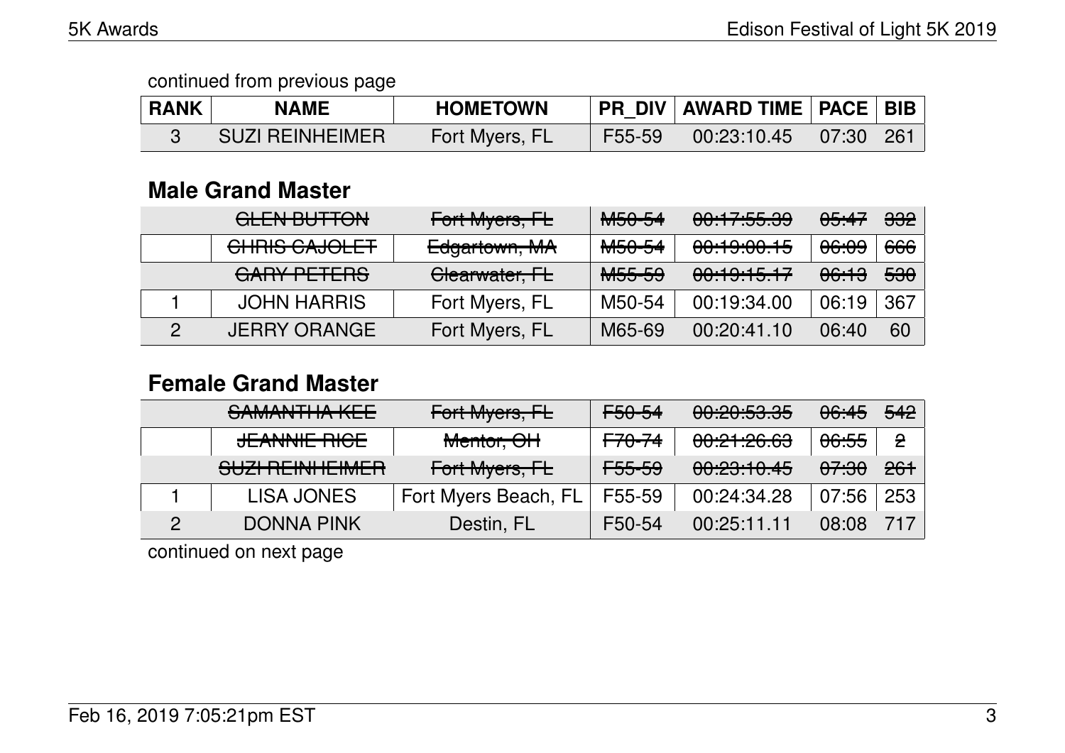continued from previous page

| RANK | NAME | HOMETOWN | PR_DIV | AWARD TIME | PACE | BIB |
|---|---|---|---|---|---|---|
| 3 | SUZI REINHEIMER | Fort Myers, FL | F55-59 | 00:23:10.45 | 07:30 | 261 |

## Male Grand Master

| RANK | NAME | HOMETOWN | PR_DIV | AWARD TIME | PACE | BIB |
|---|---|---|---|---|---|---|
| | ~~GLEN BUTTON~~ | ~~Fort Myers, FL~~ | ~~M50-54~~ | ~~00:17:55.39~~ | ~~05:47~~ | ~~332~~ |
| | ~~CHRIS CAJOLET~~ | ~~Edgartown, MA~~ | ~~M50-54~~ | ~~00:19:00.15~~ | ~~06:09~~ | ~~666~~ |
| | ~~GARY PETERS~~ | ~~Clearwater, FL~~ | ~~M55-59~~ | ~~00:19:15.17~~ | ~~06:13~~ | ~~530~~ |
| 1 | JOHN HARRIS | Fort Myers, FL | M50-54 | 00:19:34.00 | 06:19 | 367 |
| 2 | JERRY ORANGE | Fort Myers, FL | M65-69 | 00:20:41.10 | 06:40 | 60 |

## Female Grand Master

| RANK | NAME | HOMETOWN | PR_DIV | AWARD TIME | PACE | BIB |
|---|---|---|---|---|---|---|
| | ~~SAMANTHA KEE~~ | ~~Fort Myers, FL~~ | ~~F50-54~~ | ~~00:20:53.35~~ | ~~06:45~~ | ~~542~~ |
| | ~~JEANNIE RICE~~ | ~~Mentor, OH~~ | ~~F70-74~~ | ~~00:21:26.63~~ | ~~06:55~~ | ~~2~~ |
| | ~~SUZI REINHEIMER~~ | ~~Fort Myers, FL~~ | ~~F55-59~~ | ~~00:23:10.45~~ | ~~07:30~~ | ~~261~~ |
| 1 | LISA JONES | Fort Myers Beach, FL | F55-59 | 00:24:34.28 | 07:56 | 253 |
| 2 | DONNA PINK | Destin, FL | F50-54 | 00:25:11.11 | 08:08 | 717 |

continued on next page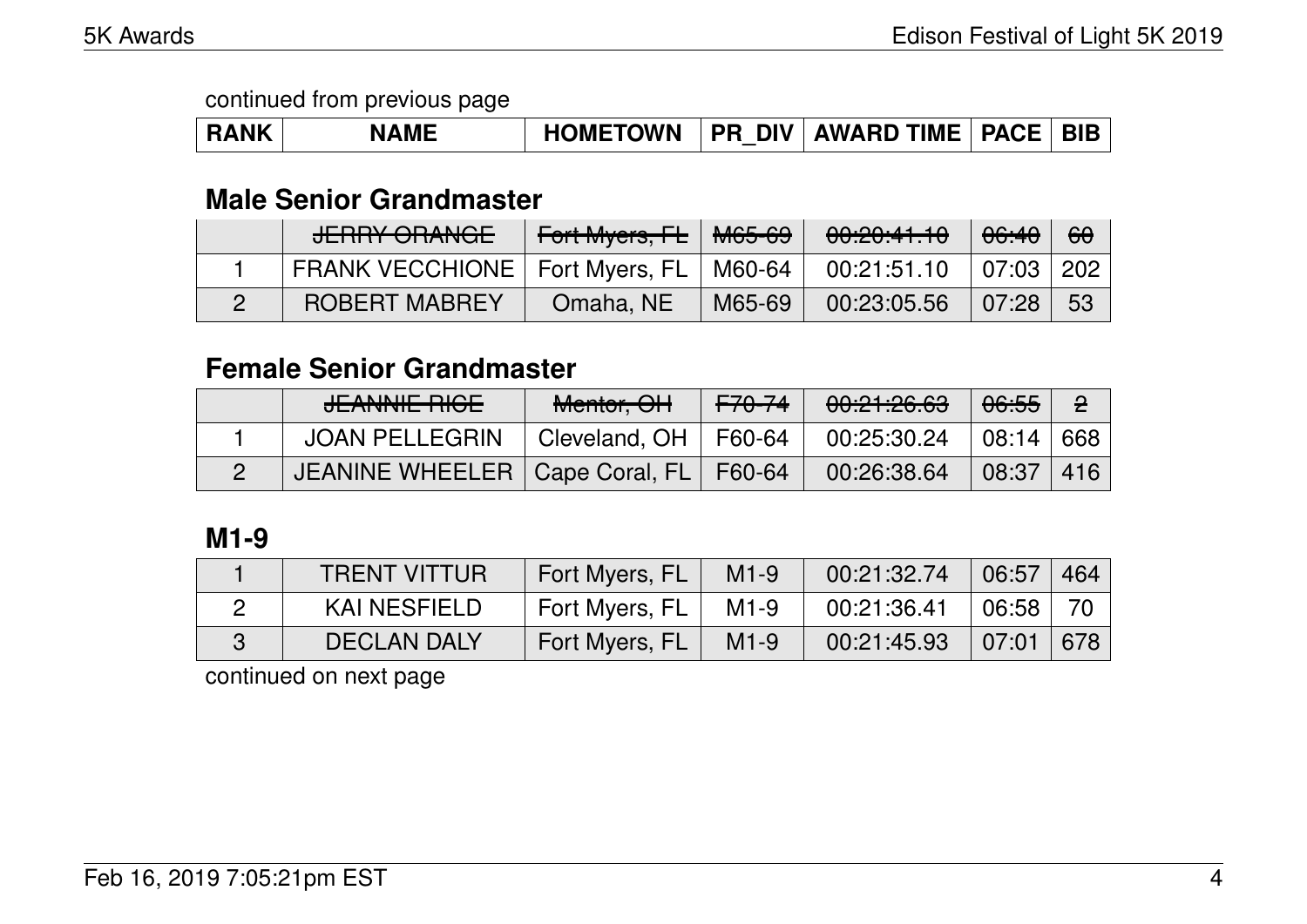continued from previous page

| RANK | NAME | HOMETOWN | PR_DIV | AWARD TIME | PACE | BIB |
|---|---|---|---|---|---|---|

## Male Senior Grandmaster

| RANK | NAME | HOMETOWN | PR_DIV | AWARD TIME | PACE | BIB |
|---|---|---|---|---|---|---|
| | ~~JERRY ORANGE~~ | ~~Fort Myers, FL~~ | ~~M65-69~~ | ~~00:20:41.10~~ | ~~06:40~~ | ~~60~~ |
| 1 | FRANK VECCHIONE | Fort Myers, FL | M60-64 | 00:21:51.10 | 07:03 | 202 |
| 2 | ROBERT MABREY | Omaha, NE | M65-69 | 00:23:05.56 | 07:28 | 53 |

## Female Senior Grandmaster

| RANK | NAME | HOMETOWN | PR_DIV | AWARD TIME | PACE | BIB |
|---|---|---|---|---|---|---|
| | ~~JEANNIE RICE~~ | ~~Mentor, OH~~ | ~~F70-74~~ | ~~00:21:26.63~~ | ~~06:55~~ | ~~2~~ |
| 1 | JOAN PELLEGRIN | Cleveland, OH | F60-64 | 00:25:30.24 | 08:14 | 668 |
| 2 | JEANINE WHEELER | Cape Coral, FL | F60-64 | 00:26:38.64 | 08:37 | 416 |

## M1-9

| RANK | NAME | HOMETOWN | PR_DIV | AWARD TIME | PACE | BIB |
|---|---|---|---|---|---|---|
| 1 | TRENT VITTUR | Fort Myers, FL | M1-9 | 00:21:32.74 | 06:57 | 464 |
| 2 | KAI NESFIELD | Fort Myers, FL | M1-9 | 00:21:36.41 | 06:58 | 70 |
| 3 | DECLAN DALY | Fort Myers, FL | M1-9 | 00:21:45.93 | 07:01 | 678 |

continued on next page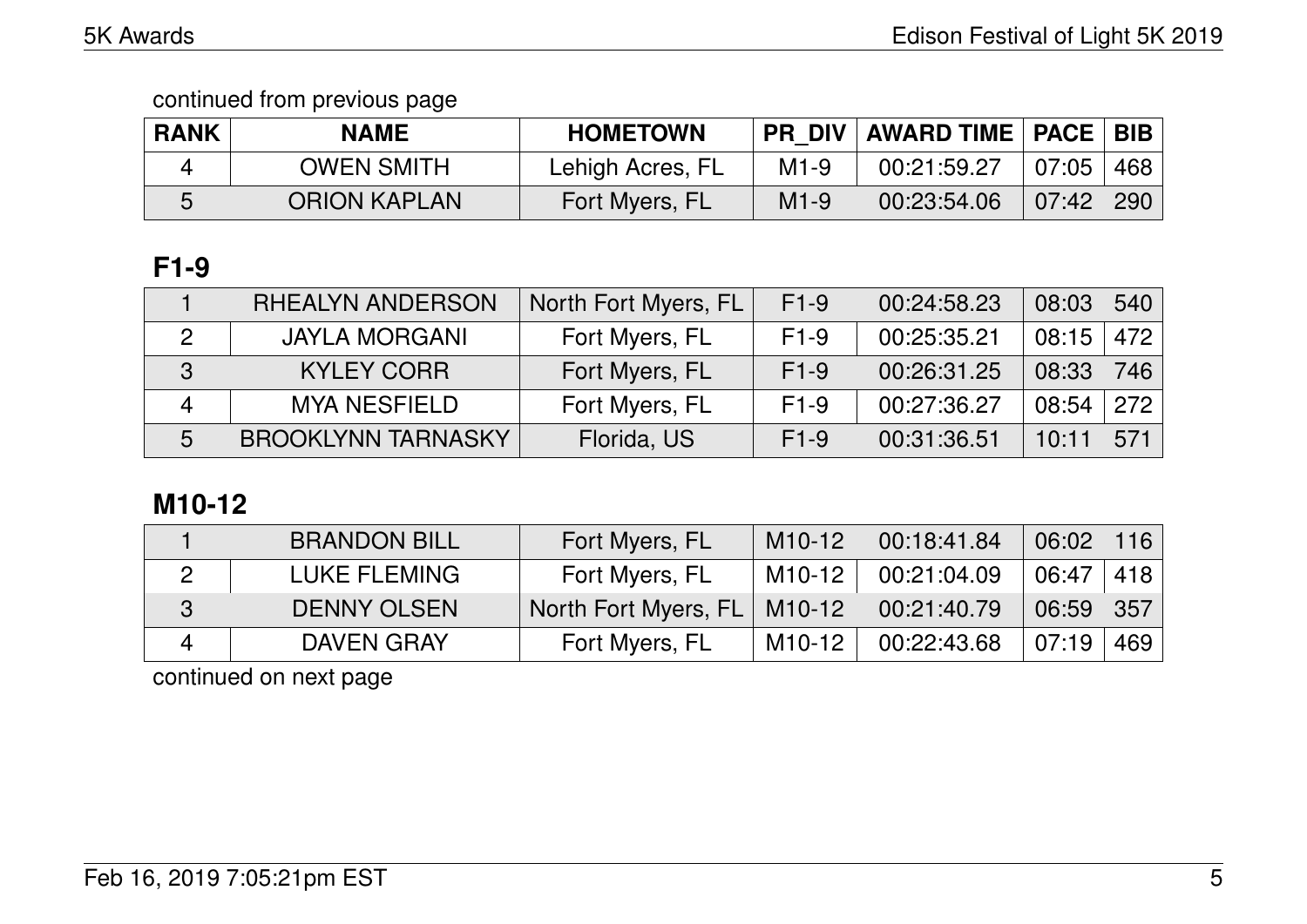continued from previous page

| RANK | NAME | HOMETOWN | PR_DIV | AWARD TIME | PACE | BIB |
|---|---|---|---|---|---|---|
| 4 | OWEN SMITH | Lehigh Acres, FL | M1-9 | 00:21:59.27 | 07:05 | 468 |
| 5 | ORION KAPLAN | Fort Myers, FL | M1-9 | 00:23:54.06 | 07:42 | 290 |

## F1-9

| RANK | NAME | HOMETOWN | PR_DIV | AWARD TIME | PACE | BIB |
|---|---|---|---|---|---|---|
| 1 | RHEALYN ANDERSON | North Fort Myers, FL | F1-9 | 00:24:58.23 | 08:03 | 540 |
| 2 | JAYLA MORGANI | Fort Myers, FL | F1-9 | 00:25:35.21 | 08:15 | 472 |
| 3 | KYLEY CORR | Fort Myers, FL | F1-9 | 00:26:31.25 | 08:33 | 746 |
| 4 | MYA NESFIELD | Fort Myers, FL | F1-9 | 00:27:36.27 | 08:54 | 272 |
| 5 | BROOKLYNN TARNASKY | Florida, US | F1-9 | 00:31:36.51 | 10:11 | 571 |

## M10-12

| RANK | NAME | HOMETOWN | PR_DIV | AWARD TIME | PACE | BIB |
|---|---|---|---|---|---|---|
| 1 | BRANDON BILL | Fort Myers, FL | M10-12 | 00:18:41.84 | 06:02 | 116 |
| 2 | LUKE FLEMING | Fort Myers, FL | M10-12 | 00:21:04.09 | 06:47 | 418 |
| 3 | DENNY OLSEN | North Fort Myers, FL | M10-12 | 00:21:40.79 | 06:59 | 357 |
| 4 | DAVEN GRAY | Fort Myers, FL | M10-12 | 00:22:43.68 | 07:19 | 469 |

continued on next page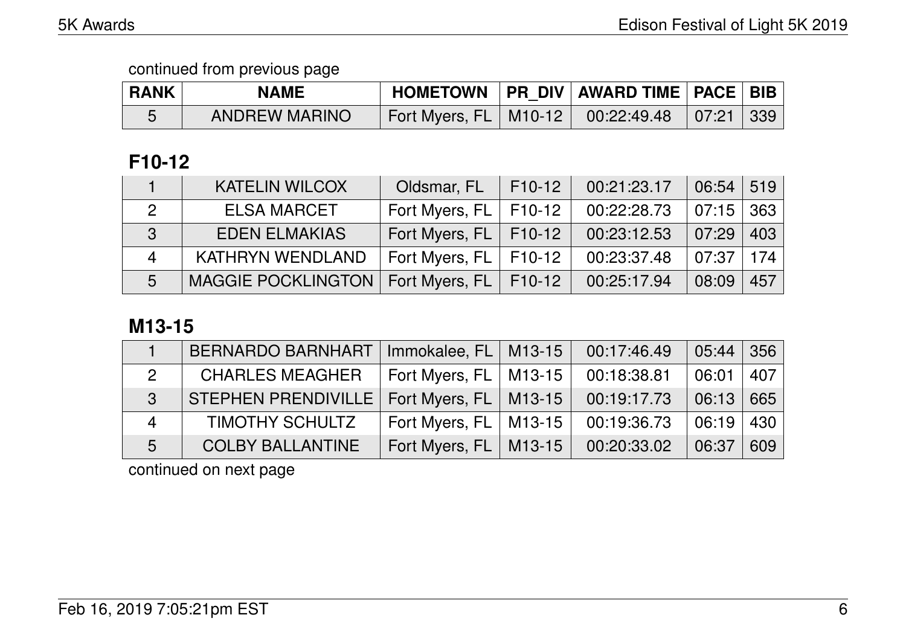continued from previous page

| RANK | NAME | HOMETOWN | PR_DIV | AWARD TIME | PACE | BIB |
|---|---|---|---|---|---|---|
| 5 | ANDREW MARINO | Fort Myers, FL | M10-12 | 00:22:49.48 | 07:21 | 339 |

## F10-12

| RANK | NAME | HOMETOWN | PR_DIV | AWARD TIME | PACE | BIB |
|---|---|---|---|---|---|---|
| 1 | KATELIN WILCOX | Oldsmar, FL | F10-12 | 00:21:23.17 | 06:54 | 519 |
| 2 | ELSA MARCET | Fort Myers, FL | F10-12 | 00:22:28.73 | 07:15 | 363 |
| 3 | EDEN ELMAKIAS | Fort Myers, FL | F10-12 | 00:23:12.53 | 07:29 | 403 |
| 4 | KATHRYN WENDLAND | Fort Myers, FL | F10-12 | 00:23:37.48 | 07:37 | 174 |
| 5 | MAGGIE POCKLINGTON | Fort Myers, FL | F10-12 | 00:25:17.94 | 08:09 | 457 |

## M13-15

| RANK | NAME | HOMETOWN | PR_DIV | AWARD TIME | PACE | BIB |
|---|---|---|---|---|---|---|
| 1 | BERNARDO BARNHART | Immokalee, FL | M13-15 | 00:17:46.49 | 05:44 | 356 |
| 2 | CHARLES MEAGHER | Fort Myers, FL | M13-15 | 00:18:38.81 | 06:01 | 407 |
| 3 | STEPHEN PRENDIVILLE | Fort Myers, FL | M13-15 | 00:19:17.73 | 06:13 | 665 |
| 4 | TIMOTHY SCHULTZ | Fort Myers, FL | M13-15 | 00:19:36.73 | 06:19 | 430 |
| 5 | COLBY BALLANTINE | Fort Myers, FL | M13-15 | 00:20:33.02 | 06:37 | 609 |

continued on next page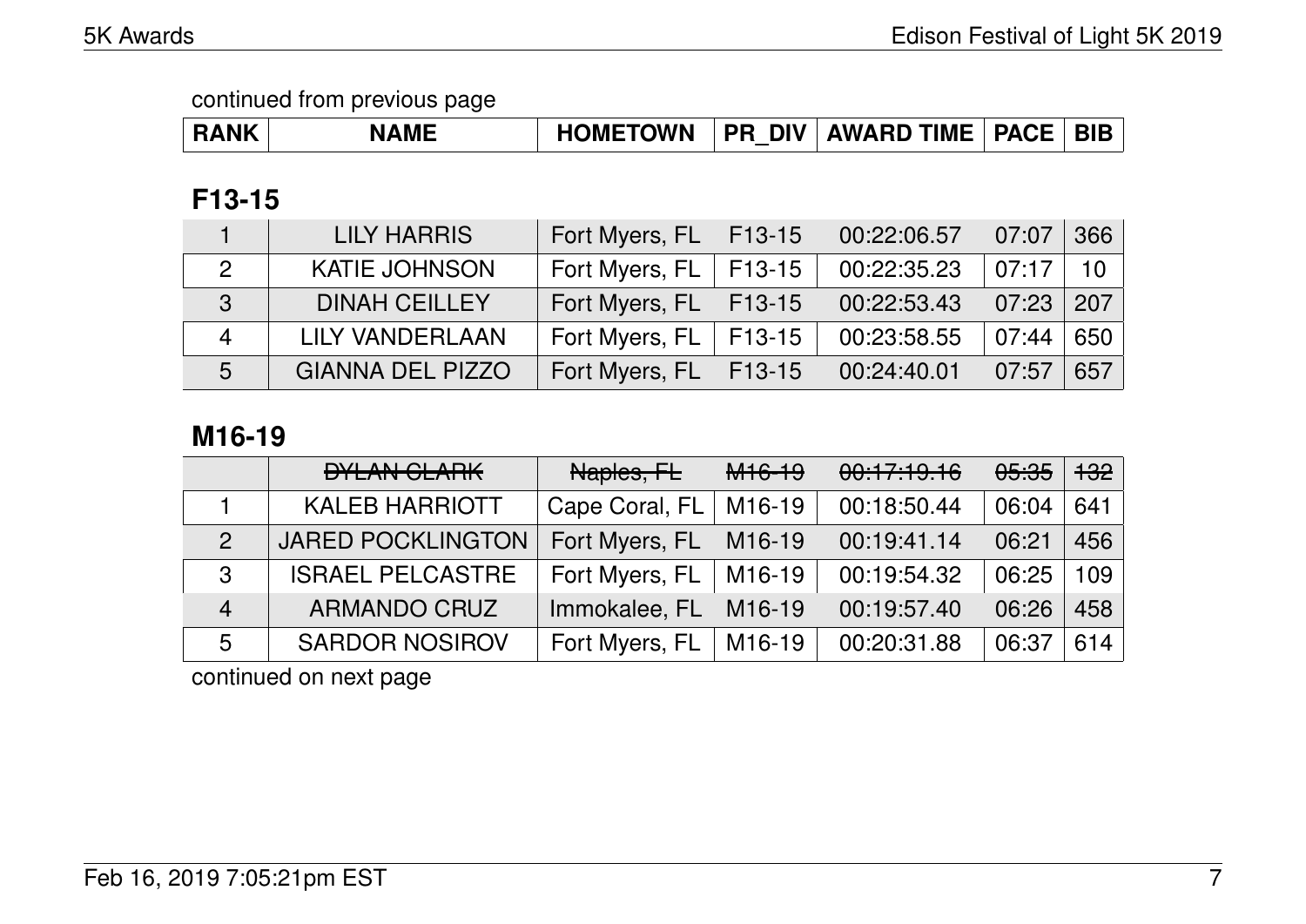continued from previous page

## F13-15

| RANK | NAME | HOMETOWN | PR_DIV | AWARD TIME | PACE | BIB |
|---|---|---|---|---|---|---|
| 1 | LILY HARRIS | Fort Myers, FL | F13-15 | 00:22:06.57 | 07:07 | 366 |
| 2 | KATIE JOHNSON | Fort Myers, FL | F13-15 | 00:22:35.23 | 07:17 | 10 |
| 3 | DINAH CEILLEY | Fort Myers, FL | F13-15 | 00:22:53.43 | 07:23 | 207 |
| 4 | LILY VANDERLAAN | Fort Myers, FL | F13-15 | 00:23:58.55 | 07:44 | 650 |
| 5 | GIANNA DEL PIZZO | Fort Myers, FL | F13-15 | 00:24:40.01 | 07:57 | 657 |

## M16-19

| RANK | NAME | HOMETOWN | PR_DIV | AWARD TIME | PACE | BIB |
|---|---|---|---|---|---|---|
| | ~~DYLAN CLARK~~ | ~~Naples, FL~~ | ~~M16-19~~ | ~~00:17:19.16~~ | ~~05:35~~ | ~~132~~ |
| 1 | KALEB HARRIOTT | Cape Coral, FL | M16-19 | 00:18:50.44 | 06:04 | 641 |
| 2 | JARED POCKLINGTON | Fort Myers, FL | M16-19 | 00:19:41.14 | 06:21 | 456 |
| 3 | ISRAEL PELCASTRE | Fort Myers, FL | M16-19 | 00:19:54.32 | 06:25 | 109 |
| 4 | ARMANDO CRUZ | Immokalee, FL | M16-19 | 00:19:57.40 | 06:26 | 458 |
| 5 | SARDOR NOSIROV | Fort Myers, FL | M16-19 | 00:20:31.88 | 06:37 | 614 |

continued on next page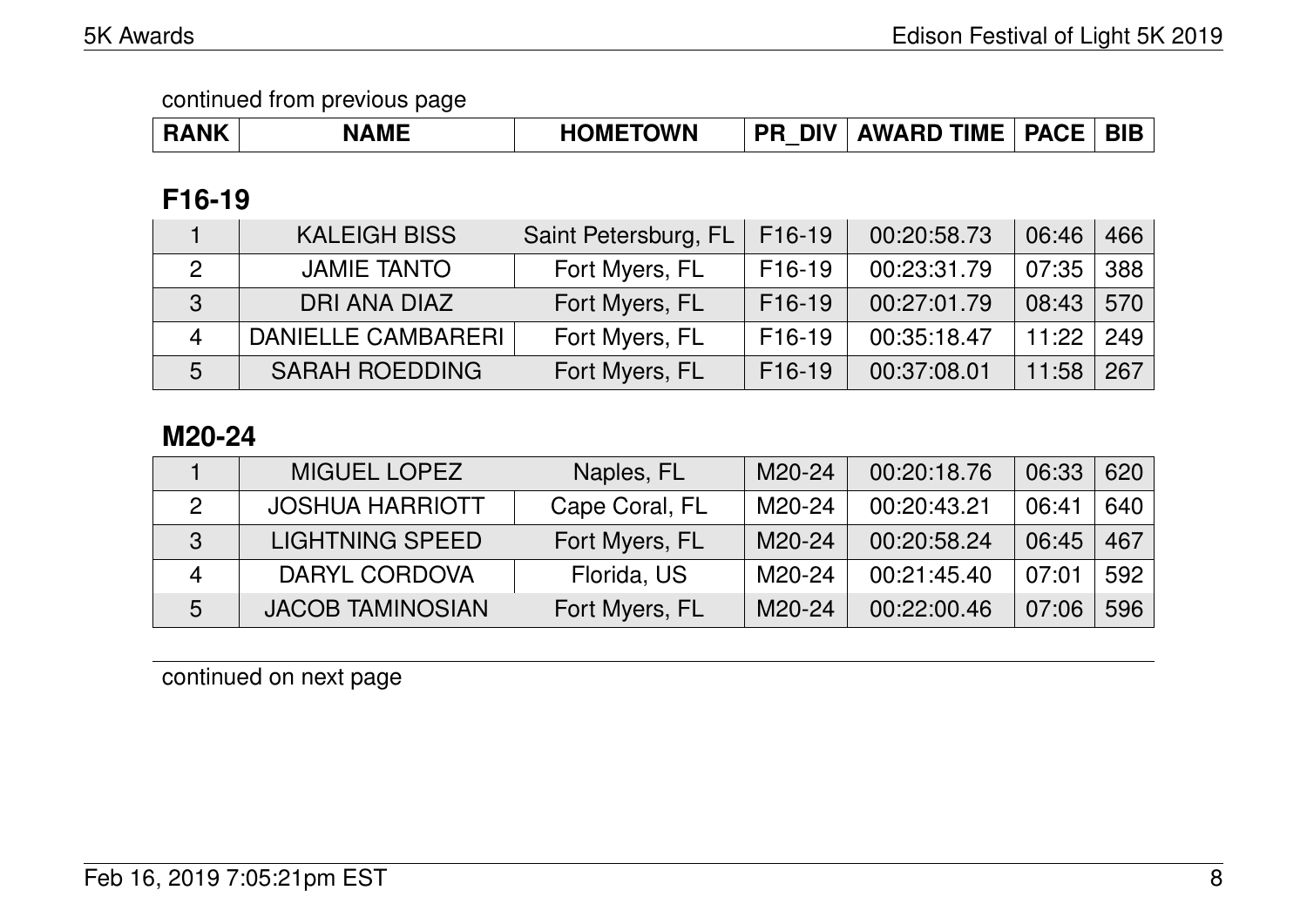continued from previous page

| RANK | NAME | HOMETOWN | PR_DIV | AWARD TIME | PACE | BIB |
|---|---|---|---|---|---|---|

## F16-19

| RANK | NAME | HOMETOWN | PR_DIV | AWARD TIME | PACE | BIB |
|---|---|---|---|---|---|---|
| 1 | KALEIGH BISS | Saint Petersburg, FL | F16-19 | 00:20:58.73 | 06:46 | 466 |
| 2 | JAMIE TANTO | Fort Myers, FL | F16-19 | 00:23:31.79 | 07:35 | 388 |
| 3 | DRI ANA DIAZ | Fort Myers, FL | F16-19 | 00:27:01.79 | 08:43 | 570 |
| 4 | DANIELLE CAMBARERI | Fort Myers, FL | F16-19 | 00:35:18.47 | 11:22 | 249 |
| 5 | SARAH ROEDDING | Fort Myers, FL | F16-19 | 00:37:08.01 | 11:58 | 267 |

## M20-24

| RANK | NAME | HOMETOWN | PR_DIV | AWARD TIME | PACE | BIB |
|---|---|---|---|---|---|---|
| 1 | MIGUEL LOPEZ | Naples, FL | M20-24 | 00:20:18.76 | 06:33 | 620 |
| 2 | JOSHUA HARRIOTT | Cape Coral, FL | M20-24 | 00:20:43.21 | 06:41 | 640 |
| 3 | LIGHTNING SPEED | Fort Myers, FL | M20-24 | 00:20:58.24 | 06:45 | 467 |
| 4 | DARYL CORDOVA | Florida, US | M20-24 | 00:21:45.40 | 07:01 | 592 |
| 5 | JACOB TAMINOSIAN | Fort Myers, FL | M20-24 | 00:22:00.46 | 07:06 | 596 |

continued on next page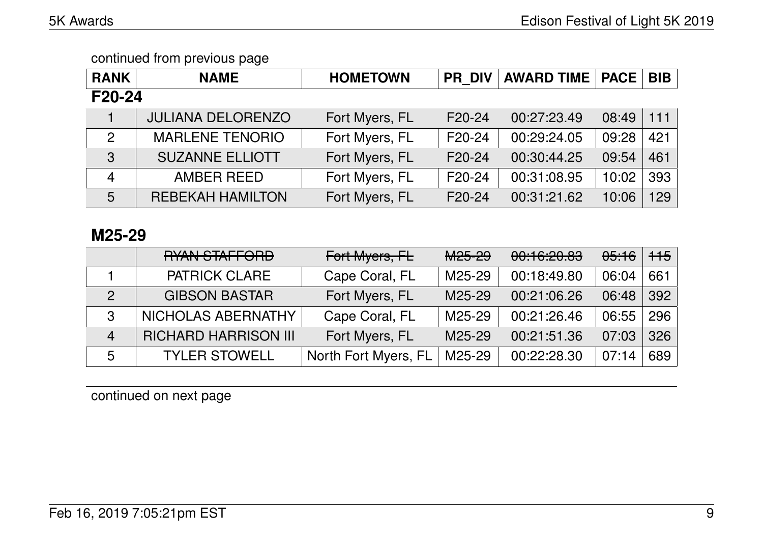continued from previous page

| RANK | NAME | HOMETOWN | PR_DIV | AWARD TIME | PACE | BIB |
|---|---|---|---|---|---|---|
| **F20-24** | | | | | | |
| 1 | JULIANA DELORENZO | Fort Myers, FL | F20-24 | 00:27:23.49 | 08:49 | 111 |
| 2 | MARLENE TENORIO | Fort Myers, FL | F20-24 | 00:29:24.05 | 09:28 | 421 |
| 3 | SUZANNE ELLIOTT | Fort Myers, FL | F20-24 | 00:30:44.25 | 09:54 | 461 |
| 4 | AMBER REED | Fort Myers, FL | F20-24 | 00:31:08.95 | 10:02 | 393 |
| 5 | REBEKAH HAMILTON | Fort Myers, FL | F20-24 | 00:31:21.62 | 10:06 | 129 |

## M25-29

| RANK | NAME | HOMETOWN | PR_DIV | AWARD TIME | PACE | BIB |
|---|---|---|---|---|---|---|
| | ~~RYAN STAFFORD~~ | ~~Fort Myers, FL~~ | ~~M25-29~~ | ~~00:16:20.83~~ | ~~05:16~~ | ~~115~~ |
| 1 | PATRICK CLARE | Cape Coral, FL | M25-29 | 00:18:49.80 | 06:04 | 661 |
| 2 | GIBSON BASTAR | Fort Myers, FL | M25-29 | 00:21:06.26 | 06:48 | 392 |
| 3 | NICHOLAS ABERNATHY | Cape Coral, FL | M25-29 | 00:21:26.46 | 06:55 | 296 |
| 4 | RICHARD HARRISON III | Fort Myers, FL | M25-29 | 00:21:51.36 | 07:03 | 326 |
| 5 | TYLER STOWELL | North Fort Myers, FL | M25-29 | 00:22:28.30 | 07:14 | 689 |

continued on next page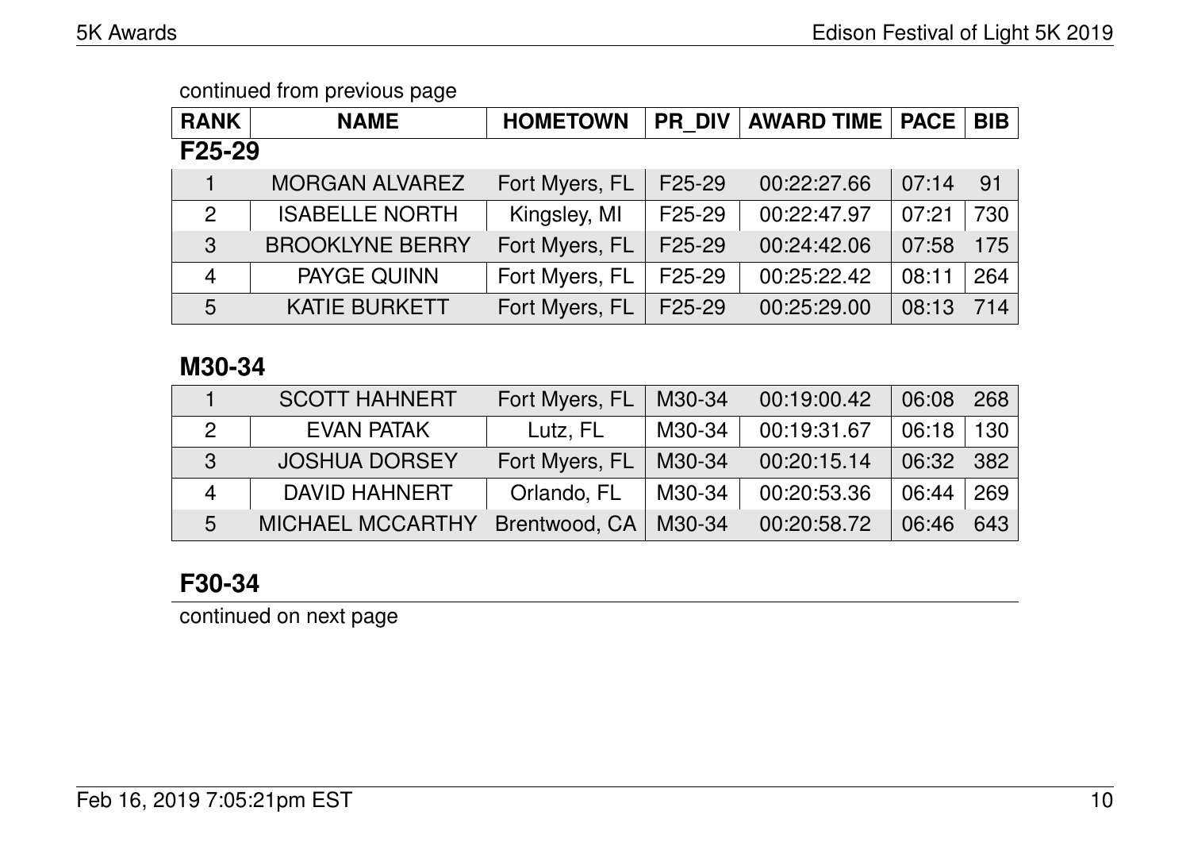continued from previous page

| RANK | NAME | HOMETOWN | PR_DIV | AWARD TIME | PACE | BIB |
|---|---|---|---|---|---|---|

### F25-29

| RANK | NAME | HOMETOWN | PR_DIV | AWARD TIME | PACE | BIB |
|---|---|---|---|---|---|---|
| 1 | MORGAN ALVAREZ | Fort Myers, FL | F25-29 | 00:22:27.66 | 07:14 | 91 |
| 2 | ISABELLE NORTH | Kingsley, MI | F25-29 | 00:22:47.97 | 07:21 | 730 |
| 3 | BROOKLYNE BERRY | Fort Myers, FL | F25-29 | 00:24:42.06 | 07:58 | 175 |
| 4 | PAYGE QUINN | Fort Myers, FL | F25-29 | 00:25:22.42 | 08:11 | 264 |
| 5 | KATIE BURKETT | Fort Myers, FL | F25-29 | 00:25:29.00 | 08:13 | 714 |

### M30-34

| RANK | NAME | HOMETOWN | PR_DIV | AWARD TIME | PACE | BIB |
|---|---|---|---|---|---|---|
| 1 | SCOTT HAHNERT | Fort Myers, FL | M30-34 | 00:19:00.42 | 06:08 | 268 |
| 2 | EVAN PATAK | Lutz, FL | M30-34 | 00:19:31.67 | 06:18 | 130 |
| 3 | JOSHUA DORSEY | Fort Myers, FL | M30-34 | 00:20:15.14 | 06:32 | 382 |
| 4 | DAVID HAHNERT | Orlando, FL | M30-34 | 00:20:53.36 | 06:44 | 269 |
| 5 | MICHAEL MCCARTHY | Brentwood, CA | M30-34 | 00:20:58.72 | 06:46 | 643 |

### F30-34

continued on next page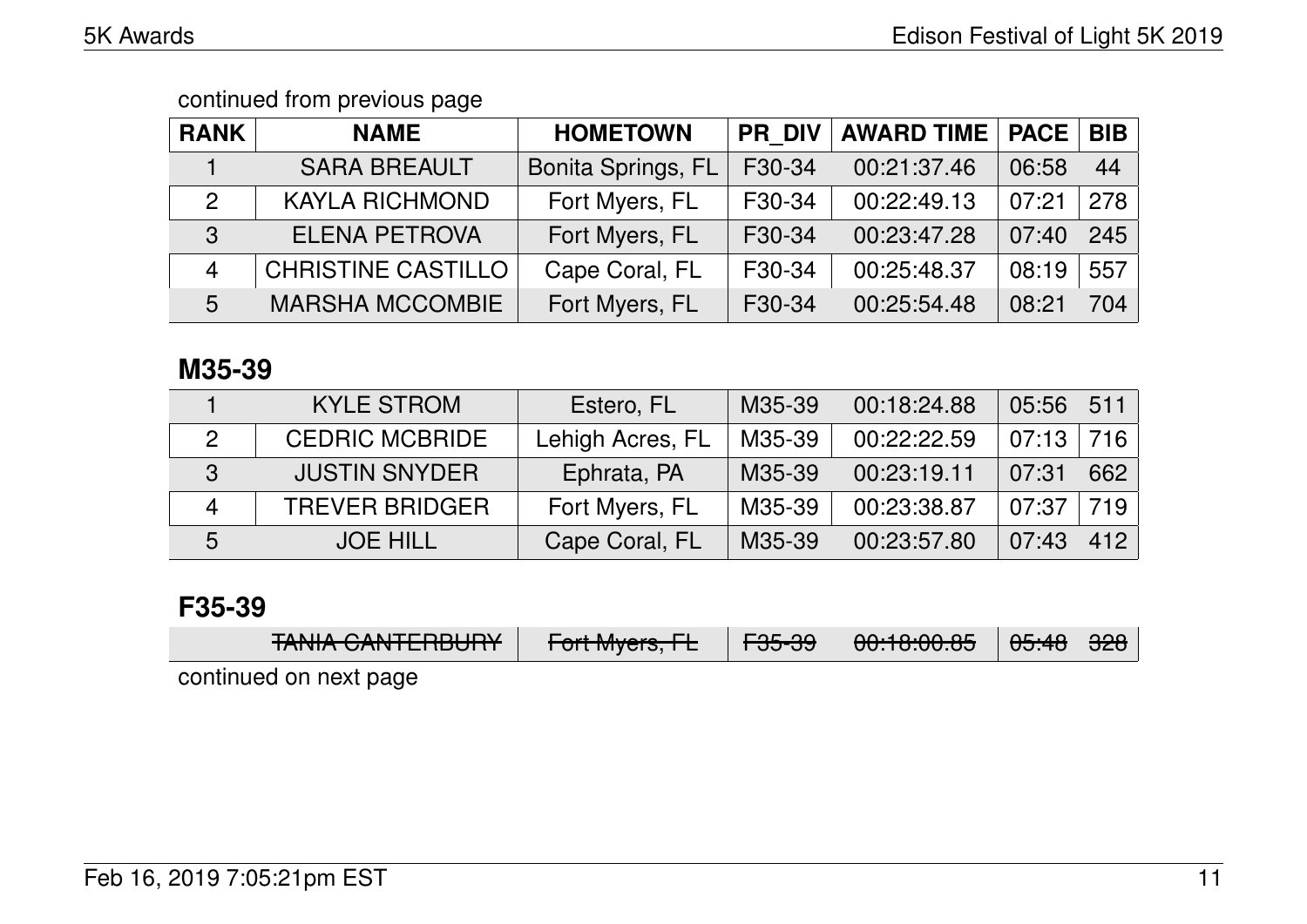continued from previous page

| RANK | NAME | HOMETOWN | PR_DIV | AWARD TIME | PACE | BIB |
|---|---|---|---|---|---|---|
| 1 | SARA BREAULT | Bonita Springs, FL | F30-34 | 00:21:37.46 | 06:58 | 44 |
| 2 | KAYLA RICHMOND | Fort Myers, FL | F30-34 | 00:22:49.13 | 07:21 | 278 |
| 3 | ELENA PETROVA | Fort Myers, FL | F30-34 | 00:23:47.28 | 07:40 | 245 |
| 4 | CHRISTINE CASTILLO | Cape Coral, FL | F30-34 | 00:25:48.37 | 08:19 | 557 |
| 5 | MARSHA MCCOMBIE | Fort Myers, FL | F30-34 | 00:25:54.48 | 08:21 | 704 |

## M35-39

| RANK | NAME | HOMETOWN | PR_DIV | AWARD TIME | PACE | BIB |
|---|---|---|---|---|---|---|
| 1 | KYLE STROM | Estero, FL | M35-39 | 00:18:24.88 | 05:56 | 511 |
| 2 | CEDRIC MCBRIDE | Lehigh Acres, FL | M35-39 | 00:22:22.59 | 07:13 | 716 |
| 3 | JUSTIN SNYDER | Ephrata, PA | M35-39 | 00:23:19.11 | 07:31 | 662 |
| 4 | TREVER BRIDGER | Fort Myers, FL | M35-39 | 00:23:38.87 | 07:37 | 719 |
| 5 | JOE HILL | Cape Coral, FL | M35-39 | 00:23:57.80 | 07:43 | 412 |

## F35-39

| RANK | NAME | HOMETOWN | PR_DIV | AWARD TIME | PACE | BIB |
|---|---|---|---|---|---|---|
| | ~~TANIA CANTERBURY~~ | ~~Fort Myers, FL~~ | ~~F35-39~~ | ~~00:18:00.85~~ | ~~05:48~~ | ~~328~~ |

continued on next page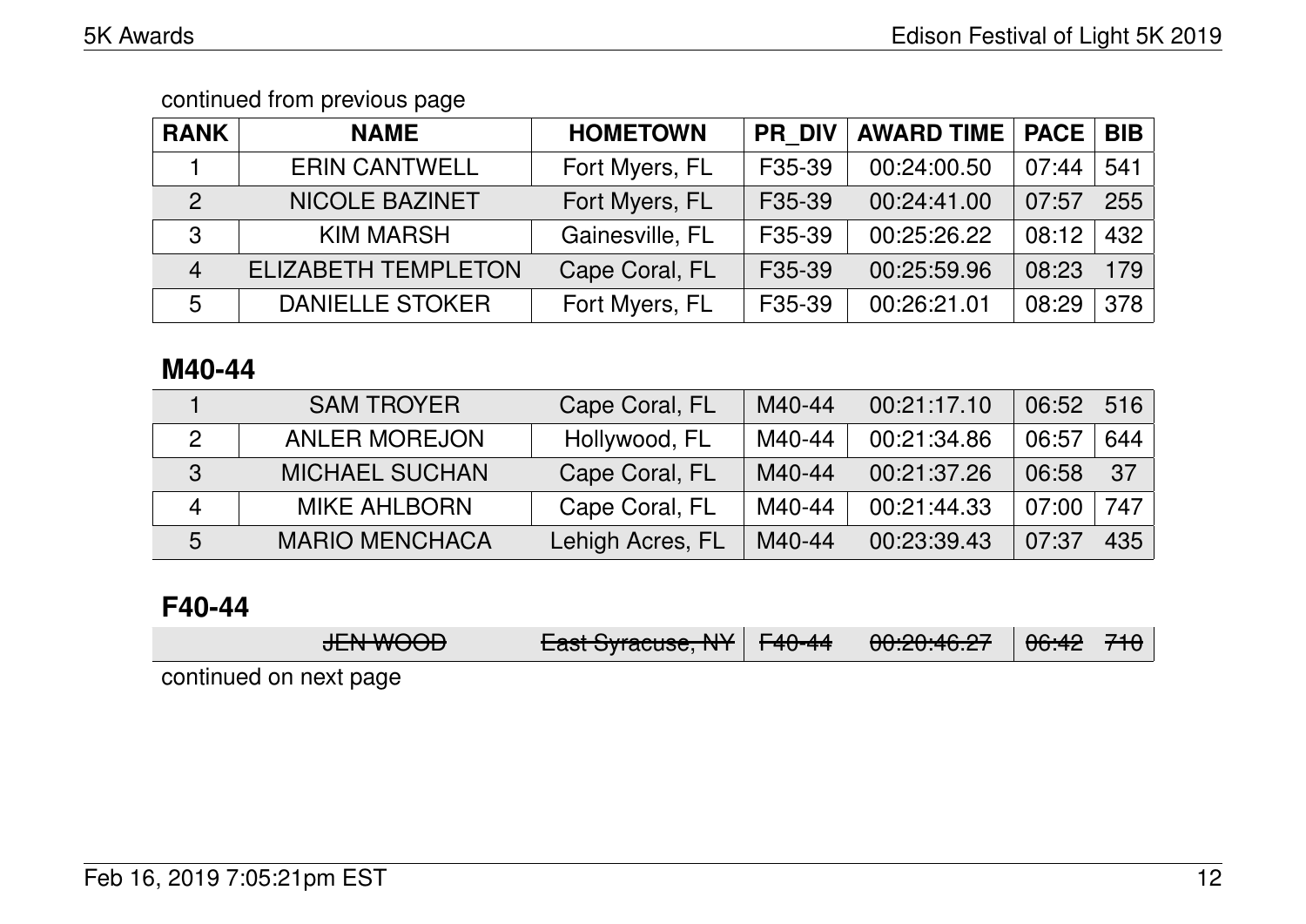continued from previous page

| RANK | NAME | HOMETOWN | PR_DIV | AWARD TIME | PACE | BIB |
|---|---|---|---|---|---|---|
| 1 | ERIN CANTWELL | Fort Myers, FL | F35-39 | 00:24:00.50 | 07:44 | 541 |
| 2 | NICOLE BAZINET | Fort Myers, FL | F35-39 | 00:24:41.00 | 07:57 | 255 |
| 3 | KIM MARSH | Gainesville, FL | F35-39 | 00:25:26.22 | 08:12 | 432 |
| 4 | ELIZABETH TEMPLETON | Cape Coral, FL | F35-39 | 00:25:59.96 | 08:23 | 179 |
| 5 | DANIELLE STOKER | Fort Myers, FL | F35-39 | 00:26:21.01 | 08:29 | 378 |

## M40-44

| RANK | NAME | HOMETOWN | PR_DIV | AWARD TIME | PACE | BIB |
|---|---|---|---|---|---|---|
| 1 | SAM TROYER | Cape Coral, FL | M40-44 | 00:21:17.10 | 06:52 | 516 |
| 2 | ANLER MOREJON | Hollywood, FL | M40-44 | 00:21:34.86 | 06:57 | 644 |
| 3 | MICHAEL SUCHAN | Cape Coral, FL | M40-44 | 00:21:37.26 | 06:58 | 37 |
| 4 | MIKE AHLBORN | Cape Coral, FL | M40-44 | 00:21:44.33 | 07:00 | 747 |
| 5 | MARIO MENCHACA | Lehigh Acres, FL | M40-44 | 00:23:39.43 | 07:37 | 435 |

## F40-44

| RANK | NAME | HOMETOWN | PR_DIV | AWARD TIME | PACE | BIB |
|---|---|---|---|---|---|---|
| | ~~JEN WOOD~~ | ~~East Syracuse, NY~~ | ~~F40-44~~ | ~~00:20:46.27~~ | ~~06:42~~ | ~~710~~ |

continued on next page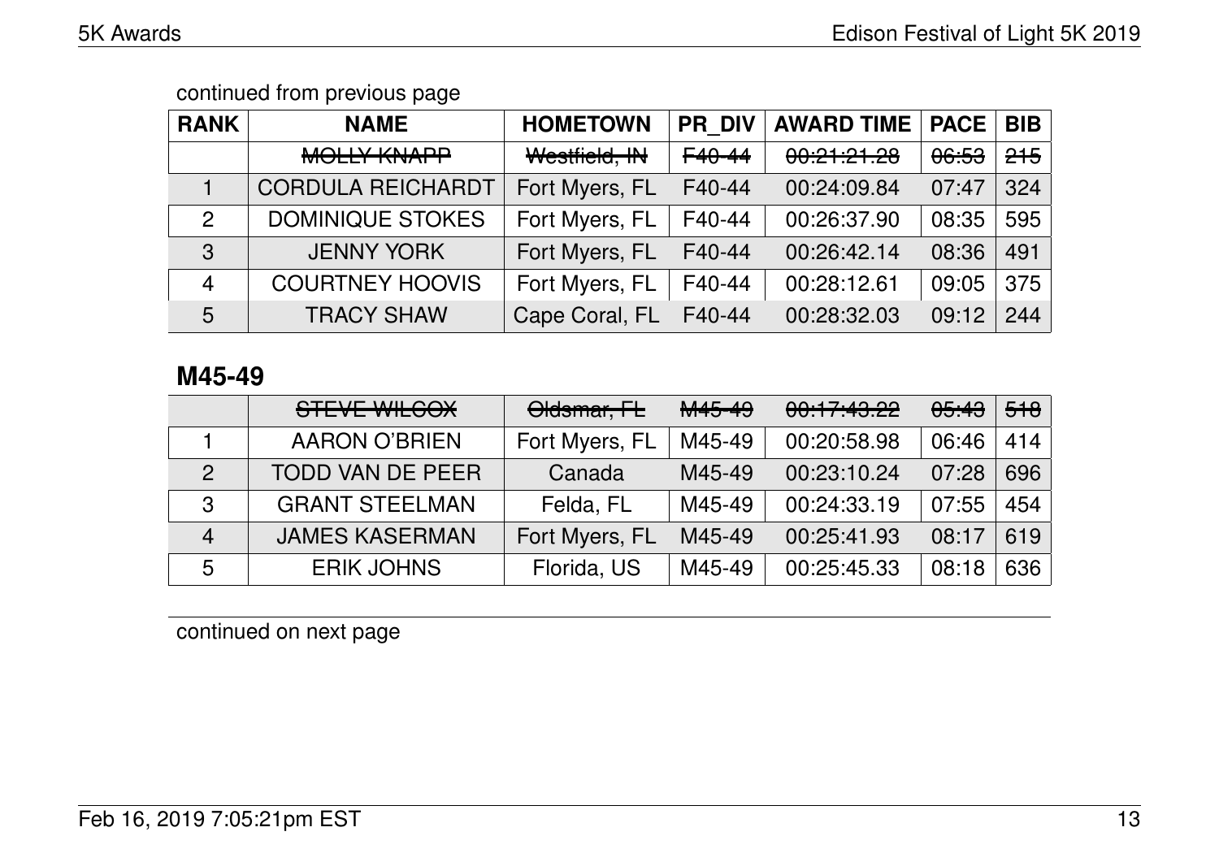continued from previous page

| RANK | NAME | HOMETOWN | PR_DIV | AWARD TIME | PACE | BIB |
|---|---|---|---|---|---|---|
| | ~~MOLLY KNAPP~~ | ~~Westfield, IN~~ | ~~F40-44~~ | ~~00:21:21.28~~ | ~~06:53~~ | ~~215~~ |
| 1 | CORDULA REICHARDT | Fort Myers, FL | F40-44 | 00:24:09.84 | 07:47 | 324 |
| 2 | DOMINIQUE STOKES | Fort Myers, FL | F40-44 | 00:26:37.90 | 08:35 | 595 |
| 3 | JENNY YORK | Fort Myers, FL | F40-44 | 00:26:42.14 | 08:36 | 491 |
| 4 | COURTNEY HOOVIS | Fort Myers, FL | F40-44 | 00:28:12.61 | 09:05 | 375 |
| 5 | TRACY SHAW | Cape Coral, FL | F40-44 | 00:28:32.03 | 09:12 | 244 |

## M45-49

| | | | | | | |
|---|---|---|---|---|---|---|
| | ~~STEVE WILCOX~~ | ~~Oldsmar, FL~~ | ~~M45-49~~ | ~~00:17:43.22~~ | ~~05:43~~ | ~~518~~ |
| 1 | AARON O'BRIEN | Fort Myers, FL | M45-49 | 00:20:58.98 | 06:46 | 414 |
| 2 | TODD VAN DE PEER | Canada | M45-49 | 00:23:10.24 | 07:28 | 696 |
| 3 | GRANT STEELMAN | Felda, FL | M45-49 | 00:24:33.19 | 07:55 | 454 |
| 4 | JAMES KASERMAN | Fort Myers, FL | M45-49 | 00:25:41.93 | 08:17 | 619 |
| 5 | ERIK JOHNS | Florida, US | M45-49 | 00:25:45.33 | 08:18 | 636 |

continued on next page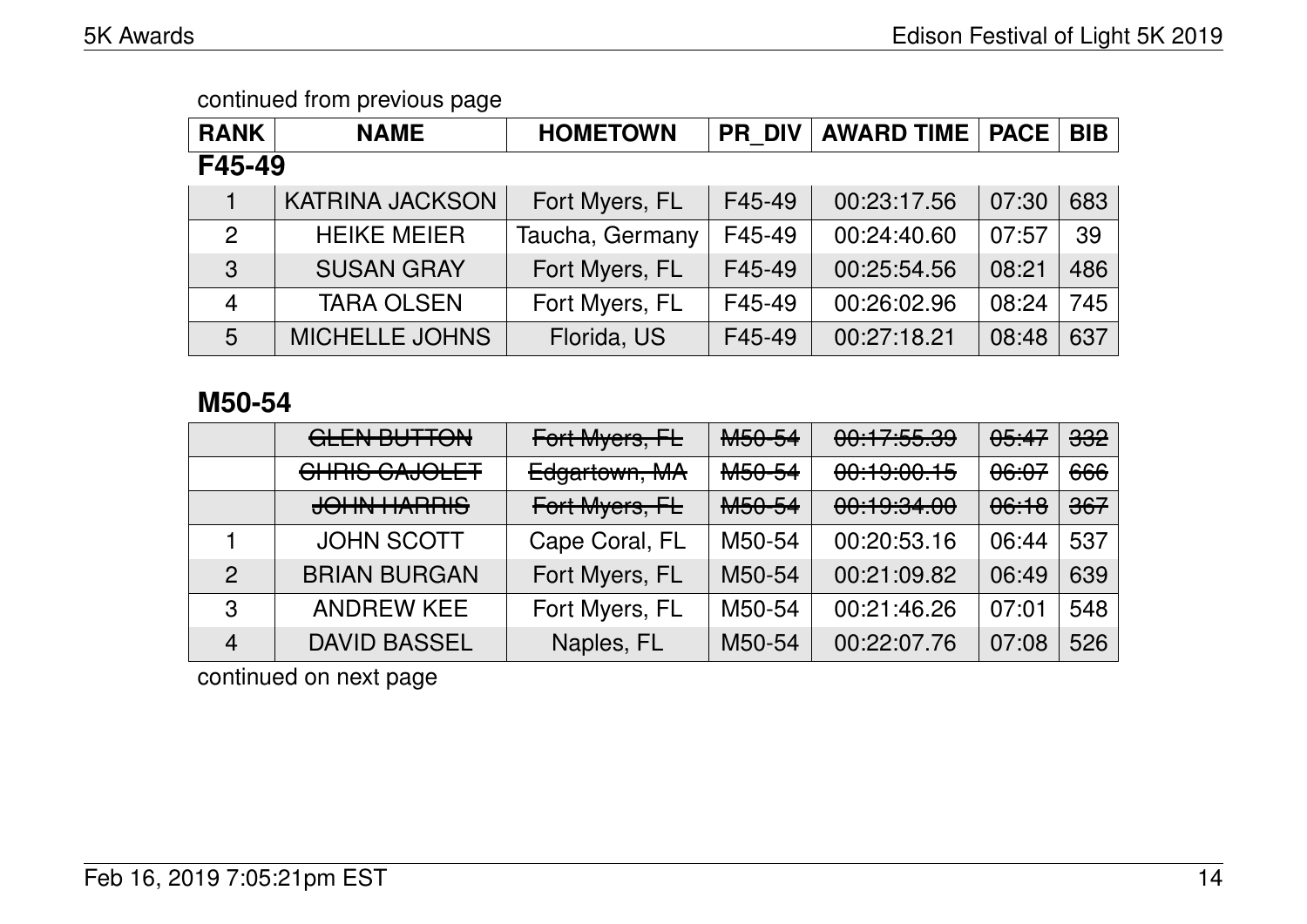continued from previous page

| RANK | NAME | HOMETOWN | PR_DIV | AWARD TIME | PACE | BIB |
|---|---|---|---|---|---|---|
| **F45-49** | | | | | | |
| 1 | KATRINA JACKSON | Fort Myers, FL | F45-49 | 00:23:17.56 | 07:30 | 683 |
| 2 | HEIKE MEIER | Taucha, Germany | F45-49 | 00:24:40.60 | 07:57 | 39 |
| 3 | SUSAN GRAY | Fort Myers, FL | F45-49 | 00:25:54.56 | 08:21 | 486 |
| 4 | TARA OLSEN | Fort Myers, FL | F45-49 | 00:26:02.96 | 08:24 | 745 |
| 5 | MICHELLE JOHNS | Florida, US | F45-49 | 00:27:18.21 | 08:48 | 637 |

## M50-54

| RANK | NAME | HOMETOWN | PR_DIV | AWARD TIME | PACE | BIB |
|---|---|---|---|---|---|---|
| | ~~GLEN BUTTON~~ | ~~Fort Myers, FL~~ | ~~M50-54~~ | ~~00:17:55.39~~ | ~~05:47~~ | ~~332~~ |
| | ~~CHRIS CAJOLET~~ | ~~Edgartown, MA~~ | ~~M50-54~~ | ~~00:19:00.15~~ | ~~06:07~~ | ~~666~~ |
| | ~~JOHN HARRIS~~ | ~~Fort Myers, FL~~ | ~~M50-54~~ | ~~00:19:34.00~~ | ~~06:18~~ | ~~367~~ |
| 1 | JOHN SCOTT | Cape Coral, FL | M50-54 | 00:20:53.16 | 06:44 | 537 |
| 2 | BRIAN BURGAN | Fort Myers, FL | M50-54 | 00:21:09.82 | 06:49 | 639 |
| 3 | ANDREW KEE | Fort Myers, FL | M50-54 | 00:21:46.26 | 07:01 | 548 |
| 4 | DAVID BASSEL | Naples, FL | M50-54 | 00:22:07.76 | 07:08 | 526 |

continued on next page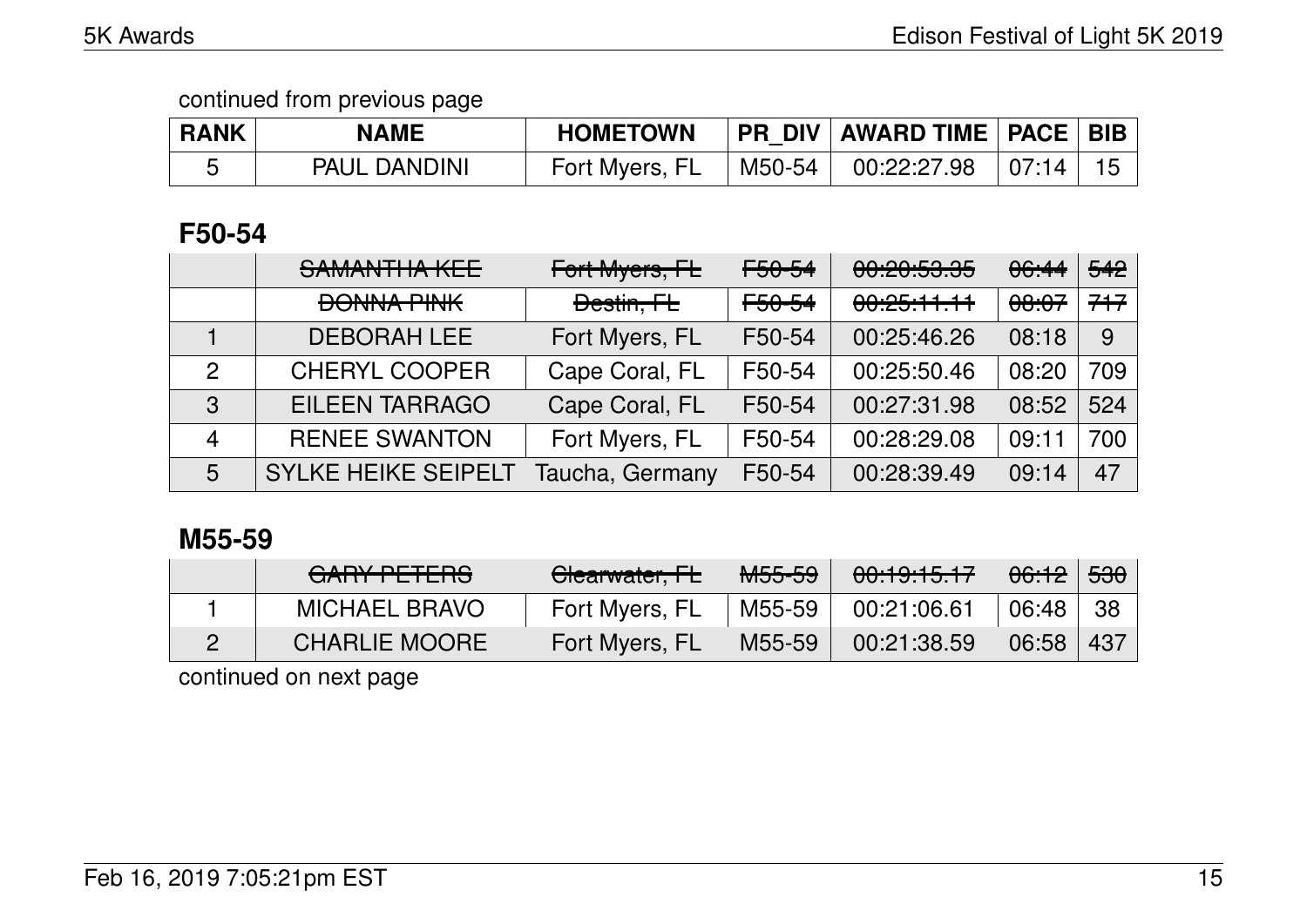continued from previous page

| RANK | NAME | HOMETOWN | PR_DIV | AWARD TIME | PACE | BIB |
|---|---|---|---|---|---|---|
| 5 | PAUL DANDINI | Fort Myers, FL | M50-54 | 00:22:27.98 | 07:14 | 15 |

## F50-54

| RANK | NAME | HOMETOWN | PR_DIV | AWARD TIME | PACE | BIB |
|---|---|---|---|---|---|---|
| | ~~SAMANTHA KEE~~ | ~~Fort Myers, FL~~ | ~~F50-54~~ | ~~00:20:53.35~~ | ~~06:44~~ | ~~542~~ |
| | ~~DONNA PINK~~ | ~~Destin, FL~~ | ~~F50-54~~ | ~~00:25:11.11~~ | ~~08:07~~ | ~~717~~ |
| 1 | DEBORAH LEE | Fort Myers, FL | F50-54 | 00:25:46.26 | 08:18 | 9 |
| 2 | CHERYL COOPER | Cape Coral, FL | F50-54 | 00:25:50.46 | 08:20 | 709 |
| 3 | EILEEN TARRAGO | Cape Coral, FL | F50-54 | 00:27:31.98 | 08:52 | 524 |
| 4 | RENEE SWANTON | Fort Myers, FL | F50-54 | 00:28:29.08 | 09:11 | 700 |
| 5 | SYLKE HEIKE SEIPELT | Taucha, Germany | F50-54 | 00:28:39.49 | 09:14 | 47 |

## M55-59

| RANK | NAME | HOMETOWN | PR_DIV | AWARD TIME | PACE | BIB |
|---|---|---|---|---|---|---|
| | ~~GARY PETERS~~ | ~~Clearwater, FL~~ | ~~M55-59~~ | ~~00:19:15.17~~ | ~~06:12~~ | ~~530~~ |
| 1 | MICHAEL BRAVO | Fort Myers, FL | M55-59 | 00:21:06.61 | 06:48 | 38 |
| 2 | CHARLIE MOORE | Fort Myers, FL | M55-59 | 00:21:38.59 | 06:58 | 437 |

continued on next page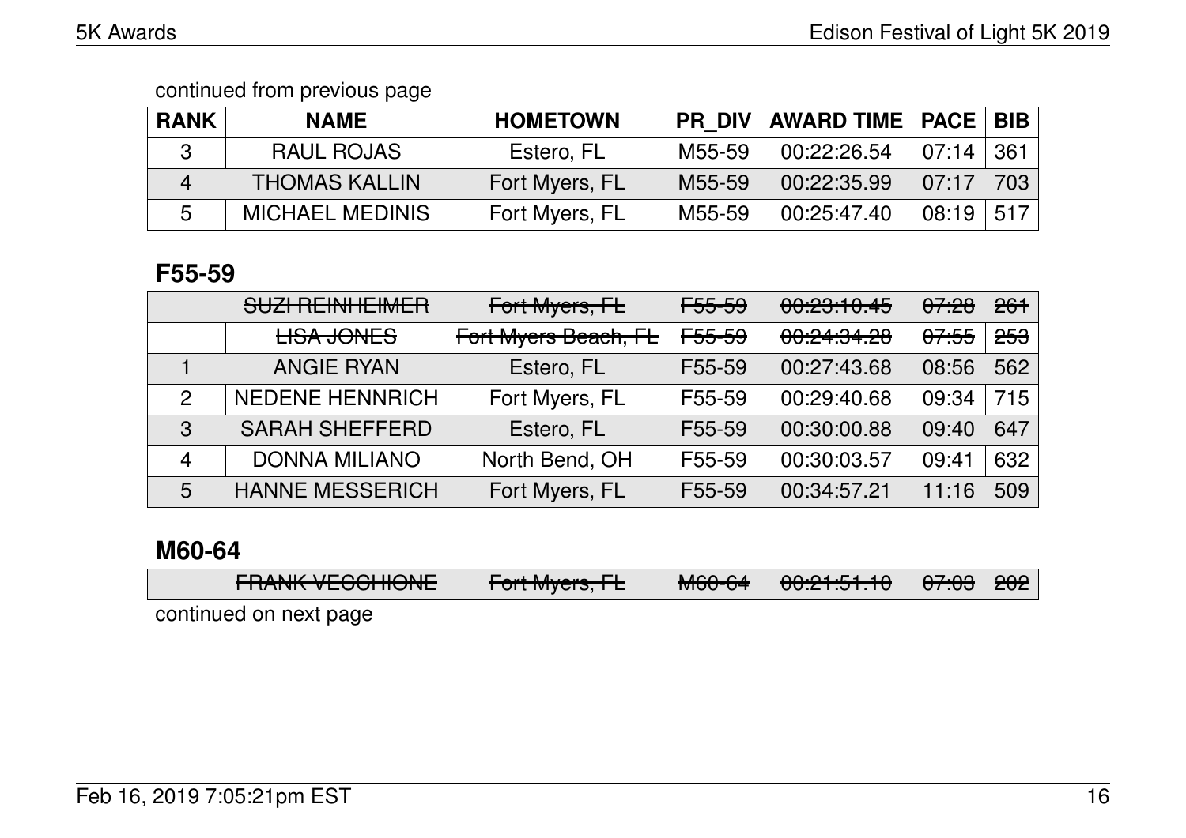continued from previous page

| RANK | NAME | HOMETOWN | PR_DIV | AWARD TIME | PACE | BIB |
|---|---|---|---|---|---|---|
| 3 | RAUL ROJAS | Estero, FL | M55-59 | 00:22:26.54 | 07:14 | 361 |
| 4 | THOMAS KALLIN | Fort Myers, FL | M55-59 | 00:22:35.99 | 07:17 | 703 |
| 5 | MICHAEL MEDINIS | Fort Myers, FL | M55-59 | 00:25:47.40 | 08:19 | 517 |

## F55-59

| RANK | NAME | HOMETOWN | PR_DIV | AWARD TIME | PACE | BIB |
|---|---|---|---|---|---|---|
| | ~~SUZI REINHEIMER~~ | ~~Fort Myers, FL~~ | ~~F55-59~~ | ~~00:23:10.45~~ | ~~07:28~~ | ~~261~~ |
| | ~~LISA JONES~~ | ~~Fort Myers Beach, FL~~ | ~~F55-59~~ | ~~00:24:34.28~~ | ~~07:55~~ | ~~253~~ |
| 1 | ANGIE RYAN | Estero, FL | F55-59 | 00:27:43.68 | 08:56 | 562 |
| 2 | NEDENE HENNRICH | Fort Myers, FL | F55-59 | 00:29:40.68 | 09:34 | 715 |
| 3 | SARAH SHEFFERD | Estero, FL | F55-59 | 00:30:00.88 | 09:40 | 647 |
| 4 | DONNA MILIANO | North Bend, OH | F55-59 | 00:30:03.57 | 09:41 | 632 |
| 5 | HANNE MESSERICH | Fort Myers, FL | F55-59 | 00:34:57.21 | 11:16 | 509 |

## M60-64

| RANK | NAME | HOMETOWN | PR_DIV | AWARD TIME | PACE | BIB |
|---|---|---|---|---|---|---|
| | ~~FRANK VECCHIONE~~ | ~~Fort Myers, FL~~ | ~~M60-64~~ | ~~00:21:51.10~~ | ~~07:03~~ | ~~202~~ |

continued on next page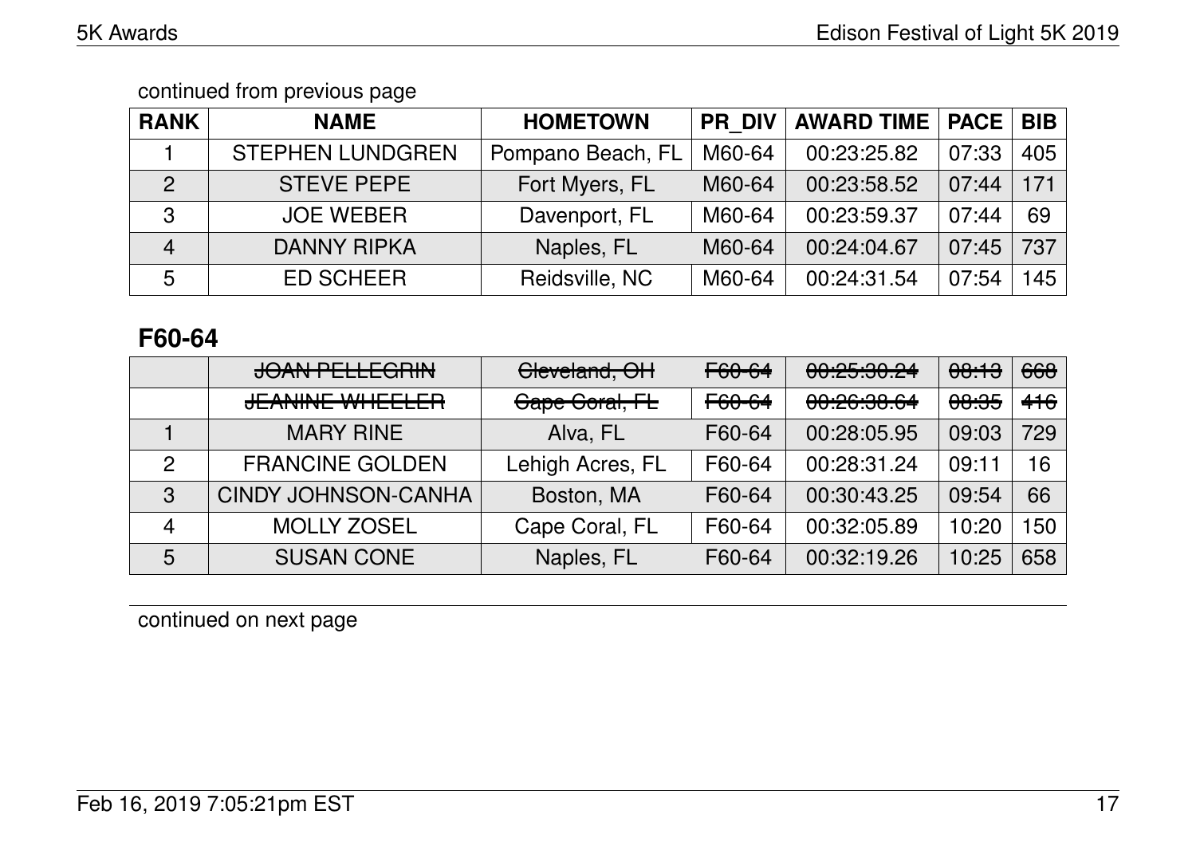continued from previous page

| RANK | NAME | HOMETOWN | PR_DIV | AWARD TIME | PACE | BIB |
|---|---|---|---|---|---|---|
| 1 | STEPHEN LUNDGREN | Pompano Beach, FL | M60-64 | 00:23:25.82 | 07:33 | 405 |
| 2 | STEVE PEPE | Fort Myers, FL | M60-64 | 00:23:58.52 | 07:44 | 171 |
| 3 | JOE WEBER | Davenport, FL | M60-64 | 00:23:59.37 | 07:44 | 69 |
| 4 | DANNY RIPKA | Naples, FL | M60-64 | 00:24:04.67 | 07:45 | 737 |
| 5 | ED SCHEER | Reidsville, NC | M60-64 | 00:24:31.54 | 07:54 | 145 |

## F60-64

| RANK | NAME | HOMETOWN | PR_DIV | AWARD TIME | PACE | BIB |
|---|---|---|---|---|---|---|
| | ~~JOAN PELLEGRIN~~ | ~~Cleveland, OH~~ | ~~F60-64~~ | ~~00:25:30.24~~ | ~~08:13~~ | ~~668~~ |
| | ~~JEANINE WHEELER~~ | ~~Cape Coral, FL~~ | ~~F60-64~~ | ~~00:26:38.64~~ | ~~08:35~~ | ~~416~~ |
| 1 | MARY RINE | Alva, FL | F60-64 | 00:28:05.95 | 09:03 | 729 |
| 2 | FRANCINE GOLDEN | Lehigh Acres, FL | F60-64 | 00:28:31.24 | 09:11 | 16 |
| 3 | CINDY JOHNSON-CANHA | Boston, MA | F60-64 | 00:30:43.25 | 09:54 | 66 |
| 4 | MOLLY ZOSEL | Cape Coral, FL | F60-64 | 00:32:05.89 | 10:20 | 150 |
| 5 | SUSAN CONE | Naples, FL | F60-64 | 00:32:19.26 | 10:25 | 658 |

continued on next page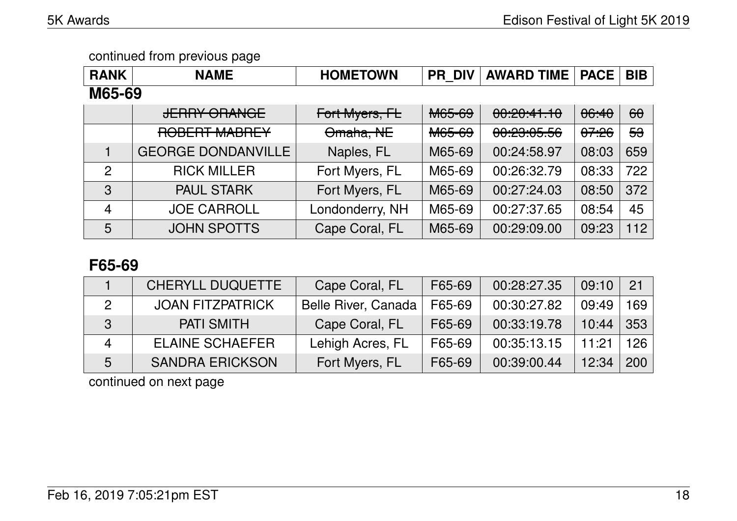continued from previous page

| RANK | NAME | HOMETOWN | PR_DIV | AWARD TIME | PACE | BIB |
|---|---|---|---|---|---|---|
| **M65-69** | | | | | | |
| | ~~JERRY ORANGE~~ | ~~Fort Myers, FL~~ | ~~M65-69~~ | ~~00:20:41.10~~ | ~~06:40~~ | ~~60~~ |
| | ~~ROBERT MABREY~~ | ~~Omaha, NE~~ | ~~M65-69~~ | ~~00:23:05.56~~ | ~~07:26~~ | ~~53~~ |
| 1 | GEORGE DONDANVILLE | Naples, FL | M65-69 | 00:24:58.97 | 08:03 | 659 |
| 2 | RICK MILLER | Fort Myers, FL | M65-69 | 00:26:32.79 | 08:33 | 722 |
| 3 | PAUL STARK | Fort Myers, FL | M65-69 | 00:27:24.03 | 08:50 | 372 |
| 4 | JOE CARROLL | Londonderry, NH | M65-69 | 00:27:37.65 | 08:54 | 45 |
| 5 | JOHN SPOTTS | Cape Coral, FL | M65-69 | 00:29:09.00 | 09:23 | 112 |

## F65-69

| RANK | NAME | HOMETOWN | PR_DIV | AWARD TIME | PACE | BIB |
|---|---|---|---|---|---|---|
| 1 | CHERYLL DUQUETTE | Cape Coral, FL | F65-69 | 00:28:27.35 | 09:10 | 21 |
| 2 | JOAN FITZPATRICK | Belle River, Canada | F65-69 | 00:30:27.82 | 09:49 | 169 |
| 3 | PATI SMITH | Cape Coral, FL | F65-69 | 00:33:19.78 | 10:44 | 353 |
| 4 | ELAINE SCHAEFER | Lehigh Acres, FL | F65-69 | 00:35:13.15 | 11:21 | 126 |
| 5 | SANDRA ERICKSON | Fort Myers, FL | F65-69 | 00:39:00.44 | 12:34 | 200 |

continued on next page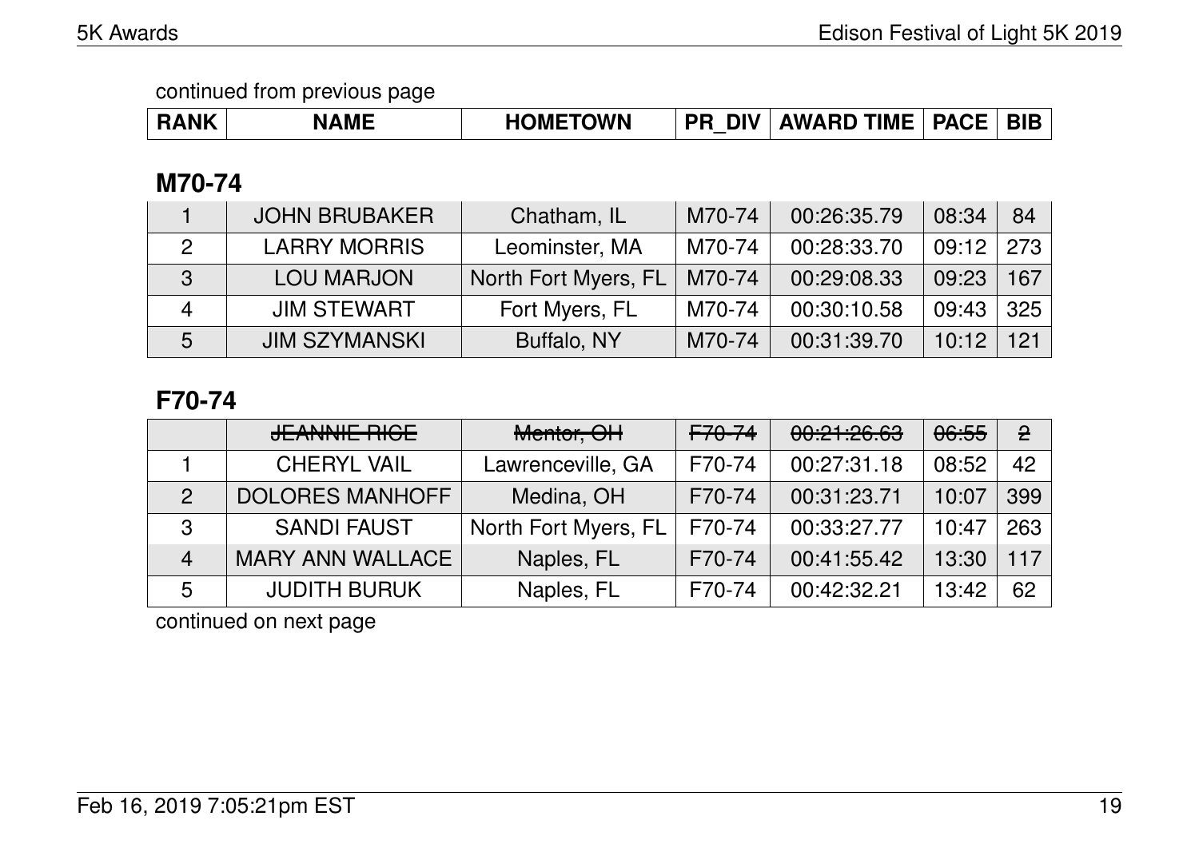continued from previous page

| RANK | NAME | HOMETOWN | PR_DIV | AWARD TIME | PACE | BIB |
|---|---|---|---|---|---|---|

## M70-74

| RANK | NAME | HOMETOWN | PR_DIV | AWARD TIME | PACE | BIB |
|---|---|---|---|---|---|---|
| 1 | JOHN BRUBAKER | Chatham, IL | M70-74 | 00:26:35.79 | 08:34 | 84 |
| 2 | LARRY MORRIS | Leominster, MA | M70-74 | 00:28:33.70 | 09:12 | 273 |
| 3 | LOU MARJON | North Fort Myers, FL | M70-74 | 00:29:08.33 | 09:23 | 167 |
| 4 | JIM STEWART | Fort Myers, FL | M70-74 | 00:30:10.58 | 09:43 | 325 |
| 5 | JIM SZYMANSKI | Buffalo, NY | M70-74 | 00:31:39.70 | 10:12 | 121 |

## F70-74

| RANK | NAME | HOMETOWN | PR_DIV | AWARD TIME | PACE | BIB |
|---|---|---|---|---|---|---|
| | ~~JEANNIE RICE~~ | ~~Mentor, OH~~ | ~~F70-74~~ | ~~00:21:26.63~~ | ~~06:55~~ | ~~2~~ |
| 1 | CHERYL VAIL | Lawrenceville, GA | F70-74 | 00:27:31.18 | 08:52 | 42 |
| 2 | DOLORES MANHOFF | Medina, OH | F70-74 | 00:31:23.71 | 10:07 | 399 |
| 3 | SANDI FAUST | North Fort Myers, FL | F70-74 | 00:33:27.77 | 10:47 | 263 |
| 4 | MARY ANN WALLACE | Naples, FL | F70-74 | 00:41:55.42 | 13:30 | 117 |
| 5 | JUDITH BURUK | Naples, FL | F70-74 | 00:42:32.21 | 13:42 | 62 |

continued on next page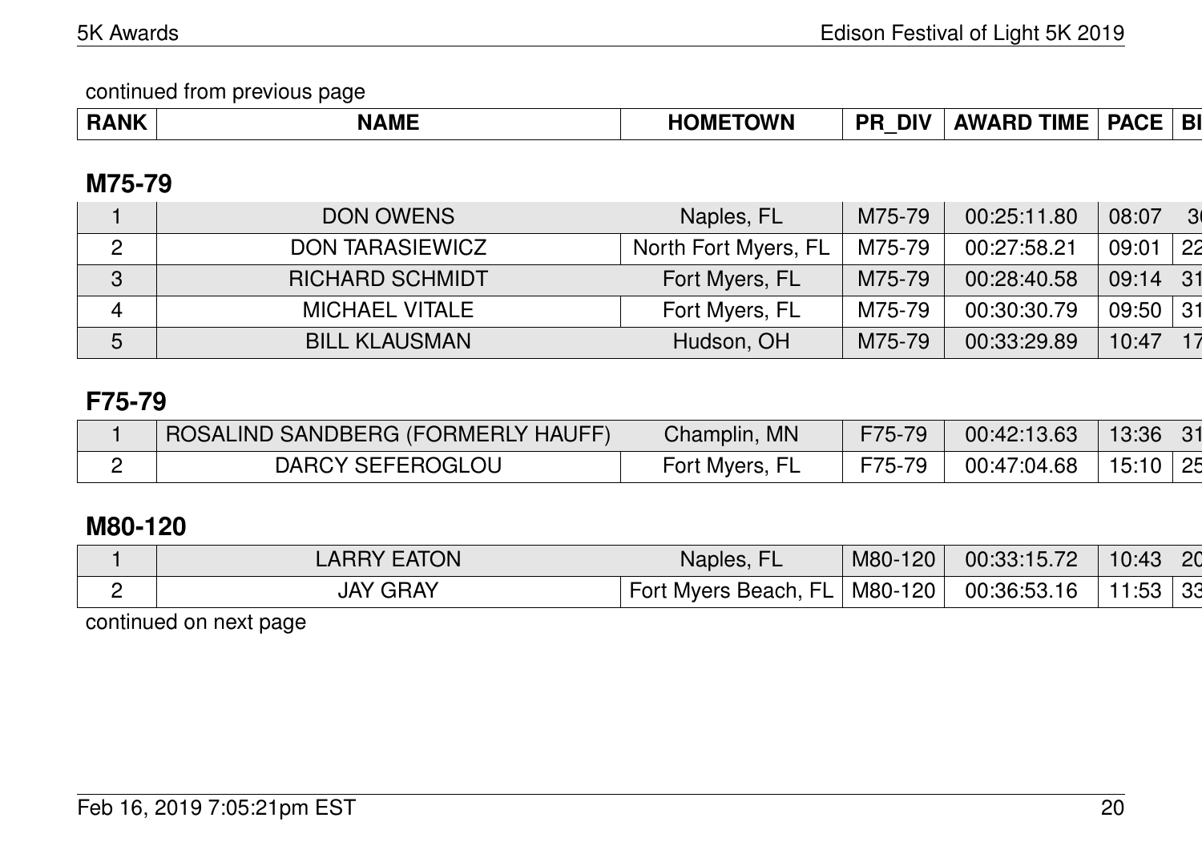continued from previous page

### M75-79

| RANK | NAME | HOMETOWN | PR_DIV | AWARD TIME | PACE | BI |
|---|---|---|---|---|---|---|
| 1 | DON OWENS | Naples, FL | M75-79 | 00:25:11.80 | 08:07 | 3( |
| 2 | DON TARASIEWICZ | North Fort Myers, FL | M75-79 | 00:27:58.21 | 09:01 | 22 |
| 3 | RICHARD SCHMIDT | Fort Myers, FL | M75-79 | 00:28:40.58 | 09:14 | 31 |
| 4 | MICHAEL VITALE | Fort Myers, FL | M75-79 | 00:30:30.79 | 09:50 | 31 |
| 5 | BILL KLAUSMAN | Hudson, OH | M75-79 | 00:33:29.89 | 10:47 | 17 |

### F75-79

| RANK | NAME | HOMETOWN | PR_DIV | AWARD TIME | PACE | BI |
|---|---|---|---|---|---|---|
| 1 | ROSALIND SANDBERG (FORMERLY HAUFF) | Champlin, MN | F75-79 | 00:42:13.63 | 13:36 | 31 |
| 2 | DARCY SEFEROGLOU | Fort Myers, FL | F75-79 | 00:47:04.68 | 15:10 | 25 |

### M80-120

| RANK | NAME | HOMETOWN | PR_DIV | AWARD TIME | PACE | BI |
|---|---|---|---|---|---|---|
| 1 | LARRY EATON | Naples, FL | M80-120 | 00:33:15.72 | 10:43 | 20 |
| 2 | JAY GRAY | Fort Myers Beach, FL | M80-120 | 00:36:53.16 | 11:53 | 33 |

continued on next page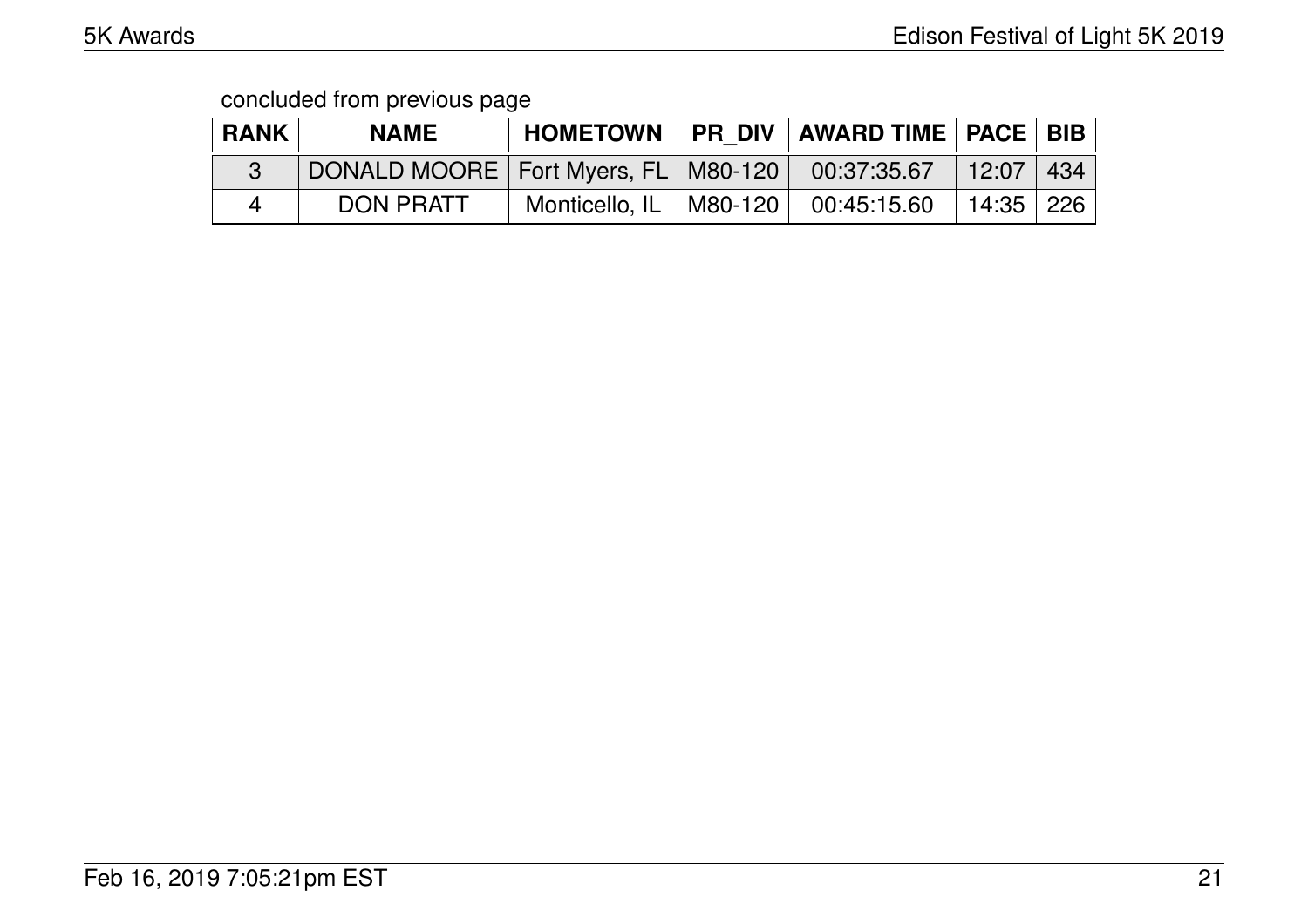concluded from previous page

| RANK | NAME | HOMETOWN | PR_DIV | AWARD TIME | PACE | BIB |
| --- | --- | --- | --- | --- | --- | --- |
| 3 | DONALD MOORE | Fort Myers, FL | M80-120 | 00:37:35.67 | 12:07 | 434 |
| 4 | DON PRATT | Monticello, IL | M80-120 | 00:45:15.60 | 14:35 | 226 |